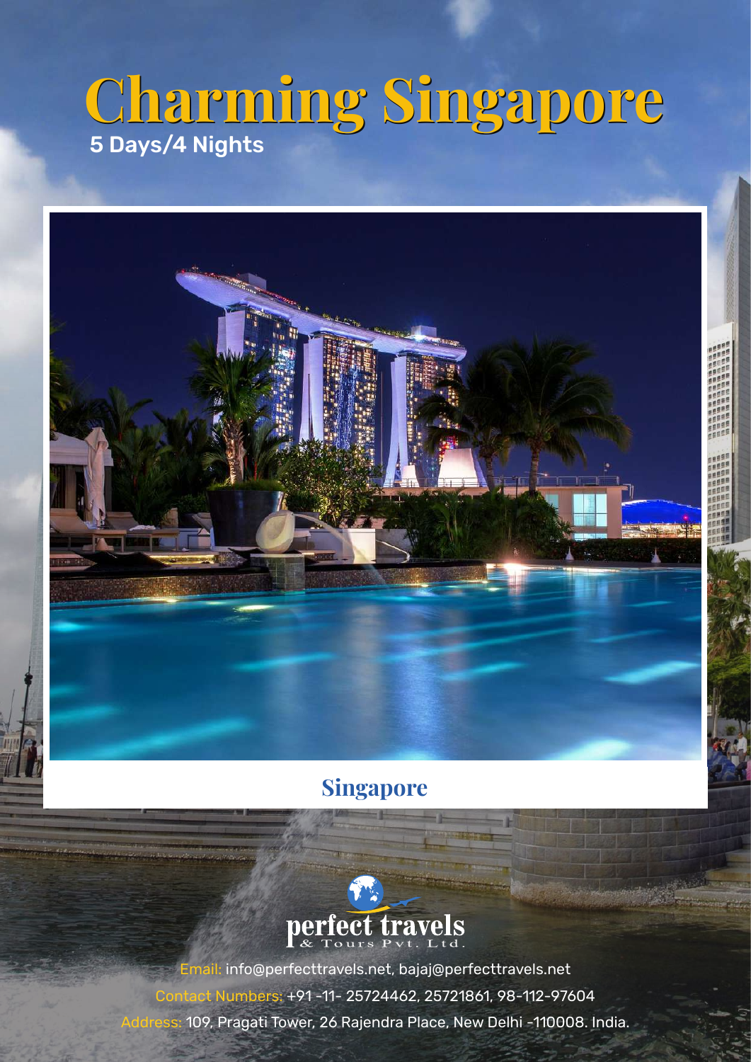# Charming Singapore

5 Days/4 Nights

Singapore

perfect travels
& Tours Pvt. Ltd.

Email: info@perfecttravels.net, bajaj@perfecttravels.net

Contact Numbers: +91 -11- 25724462, 25721861, 98-112-97604

Address: 109, Pragati Tower, 26 Rajendra Place, New Delhi -110008. India.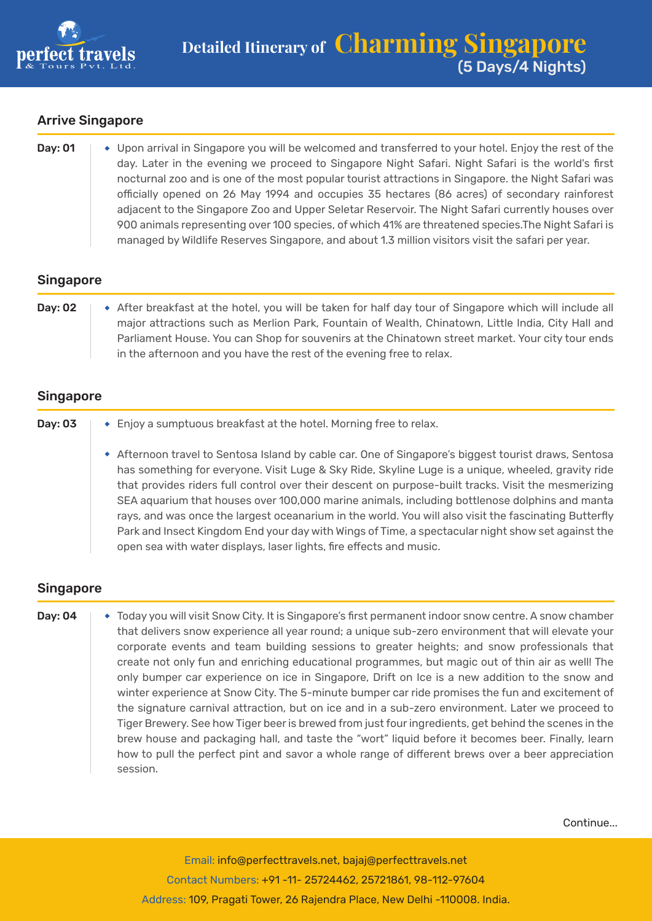# Detailed Itinerary of Charming Singapore (5 Days/4 Nights)

## Arrive Singapore

**Day: 01**

- Upon arrival in Singapore you will be welcomed and transferred to your hotel. Enjoy the rest of the day. Later in the evening we proceed to Singapore Night Safari. Night Safari is the world's first nocturnal zoo and is one of the most popular tourist attractions in Singapore. the Night Safari was officially opened on 26 May 1994 and occupies 35 hectares (86 acres) of secondary rainforest adjacent to the Singapore Zoo and Upper Seletar Reservoir. The Night Safari currently houses over 900 animals representing over 100 species, of which 41% are threatened species.The Night Safari is managed by Wildlife Reserves Singapore, and about 1.3 million visitors visit the safari per year.

## Singapore

**Day: 02**

- After breakfast at the hotel, you will be taken for half day tour of Singapore which will include all major attractions such as Merlion Park, Fountain of Wealth, Chinatown, Little India, City Hall and Parliament House. You can Shop for souvenirs at the Chinatown street market. Your city tour ends in the afternoon and you have the rest of the evening free to relax.

## Singapore

**Day: 03**

- Enjoy a sumptuous breakfast at the hotel. Morning free to relax.
- Afternoon travel to Sentosa Island by cable car. One of Singapore's biggest tourist draws, Sentosa has something for everyone. Visit Luge & Sky Ride, Skyline Luge is a unique, wheeled, gravity ride that provides riders full control over their descent on purpose-built tracks. Visit the mesmerizing SEA aquarium that houses over 100,000 marine animals, including bottlenose dolphins and manta rays, and was once the largest oceanarium in the world. You will also visit the fascinating Butterfly Park and Insect Kingdom End your day with Wings of Time, a spectacular night show set against the open sea with water displays, laser lights, fire effects and music.

## Singapore

**Day: 04**

- Today you will visit Snow City. It is Singapore's first permanent indoor snow centre. A snow chamber that delivers snow experience all year round; a unique sub-zero environment that will elevate your corporate events and team building sessions to greater heights; and snow professionals that create not only fun and enriching educational programmes, but magic out of thin air as well! The only bumper car experience on ice in Singapore, Drift on Ice is a new addition to the snow and winter experience at Snow City. The 5-minute bumper car ride promises the fun and excitement of the signature carnival attraction, but on ice and in a sub-zero environment. Later we proceed to Tiger Brewery. See how Tiger beer is brewed from just four ingredients, get behind the scenes in the brew house and packaging hall, and taste the "wort" liquid before it becomes beer. Finally, learn how to pull the perfect pint and savor a whole range of different brews over a beer appreciation session.

Continue...

Email: info@perfecttravels.net, bajaj@perfecttravels.net
Contact Numbers: +91 -11- 25724462, 25721861, 98-112-97604
Address: 109, Pragati Tower, 26 Rajendra Place, New Delhi -110008. India.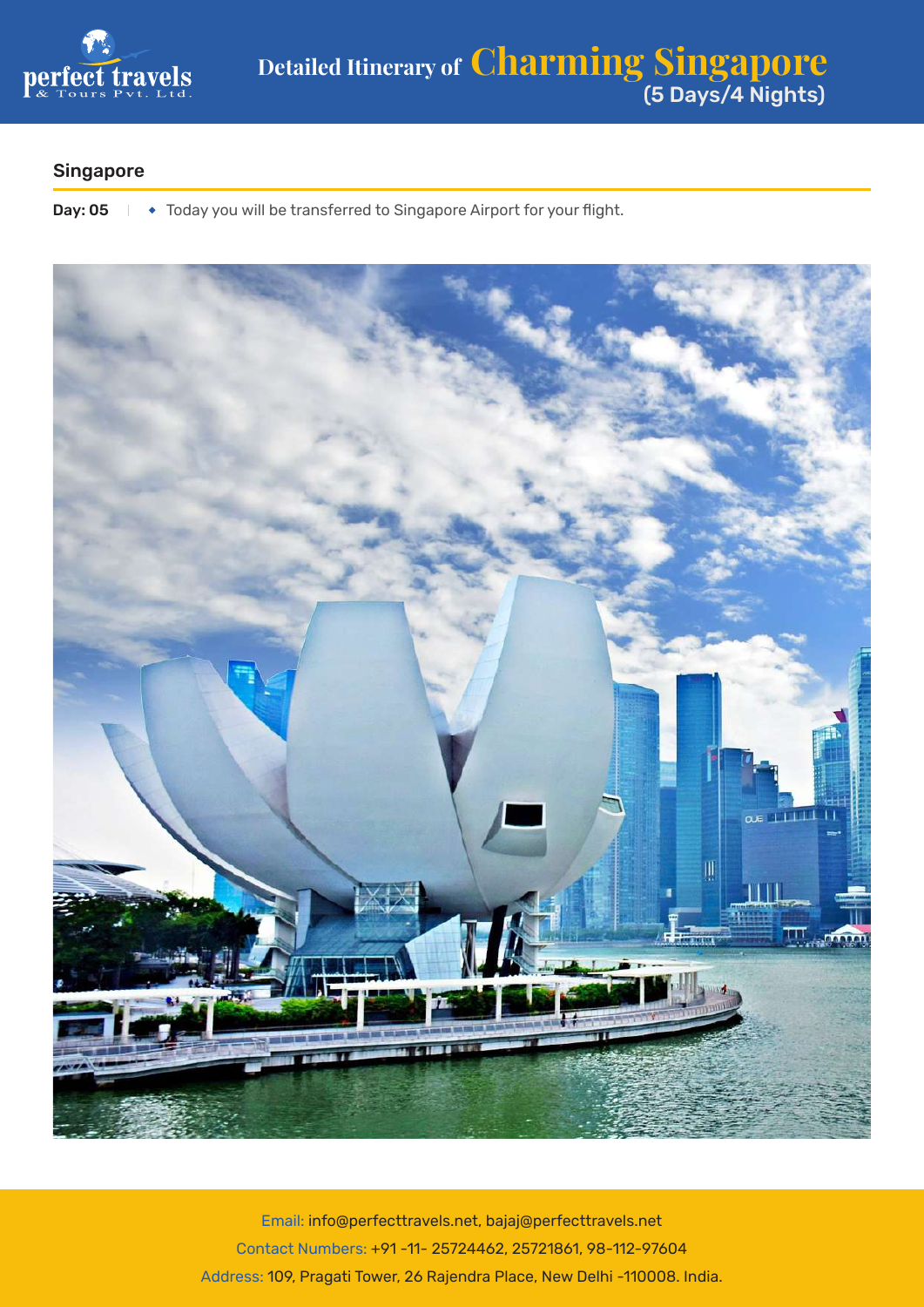## Singapore

**Day: 05**

- Today you will be transferred to Singapore Airport for your flight.

Email: info@perfecttravels.net, bajaj@perfecttravels.net

Contact Numbers: +91 -11- 25724462, 25721861, 98-112-97604

Address: 109, Pragati Tower, 26 Rajendra Place, New Delhi -110008. India.